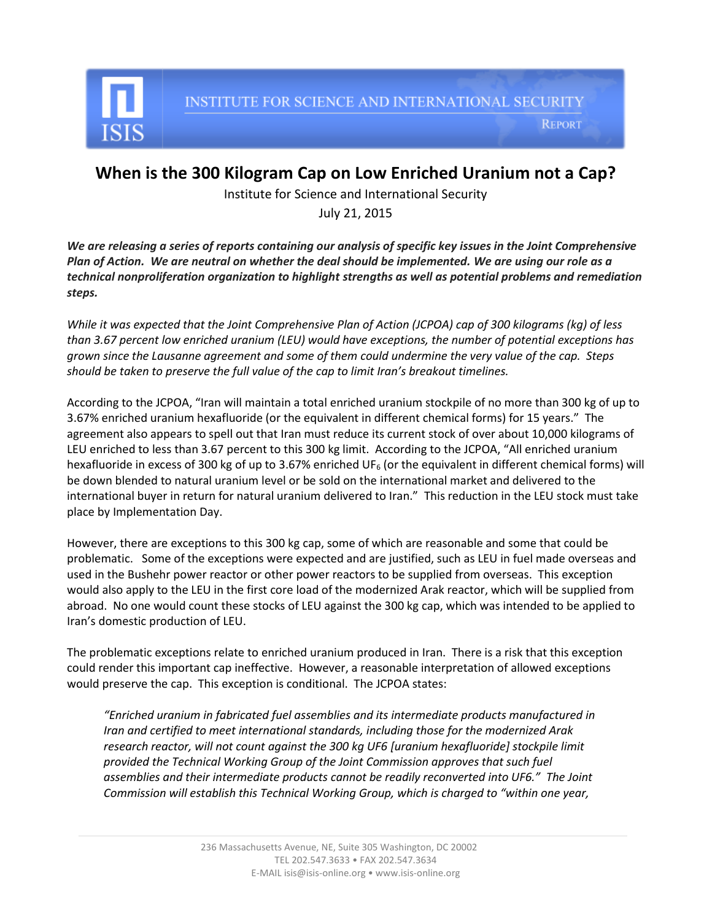# When is the 300 Kilogram Cap on Low Enriched Uranium not a Cap?

Institute for Science and International Security

July 21, 2015

***We are releasing a series of reports containing our analysis of specific key issues in the Joint Comprehensive Plan of Action. We are neutral on whether the deal should be implemented. We are using our role as a technical nonproliferation organization to highlight strengths as well as potential problems and remediation steps.***

*While it was expected that the Joint Comprehensive Plan of Action (JCPOA) cap of 300 kilograms (kg) of less than 3.67 percent low enriched uranium (LEU) would have exceptions, the number of potential exceptions has grown since the Lausanne agreement and some of them could undermine the very value of the cap. Steps should be taken to preserve the full value of the cap to limit Iran's breakout timelines.*

According to the JCPOA, "Iran will maintain a total enriched uranium stockpile of no more than 300 kg of up to 3.67% enriched uranium hexafluoride (or the equivalent in different chemical forms) for 15 years." The agreement also appears to spell out that Iran must reduce its current stock of over about 10,000 kilograms of LEU enriched to less than 3.67 percent to this 300 kg limit. According to the JCPOA, "All enriched uranium hexafluoride in excess of 300 kg of up to 3.67% enriched $UF_6$ (or the equivalent in different chemical forms) will be down blended to natural uranium level or be sold on the international market and delivered to the international buyer in return for natural uranium delivered to Iran." This reduction in the LEU stock must take place by Implementation Day.

However, there are exceptions to this 300 kg cap, some of which are reasonable and some that could be problematic. Some of the exceptions were expected and are justified, such as LEU in fuel made overseas and used in the Bushehr power reactor or other power reactors to be supplied from overseas. This exception would also apply to the LEU in the first core load of the modernized Arak reactor, which will be supplied from abroad. No one would count these stocks of LEU against the 300 kg cap, which was intended to be applied to Iran's domestic production of LEU.

The problematic exceptions relate to enriched uranium produced in Iran. There is a risk that this exception could render this important cap ineffective. However, a reasonable interpretation of allowed exceptions would preserve the cap. This exception is conditional. The JCPOA states:

> *"Enriched uranium in fabricated fuel assemblies and its intermediate products manufactured in Iran and certified to meet international standards, including those for the modernized Arak research reactor, will not count against the 300 kg UF6 [uranium hexafluoride] stockpile limit provided the Technical Working Group of the Joint Commission approves that such fuel assemblies and their intermediate products cannot be readily reconverted into UF6." The Joint Commission will establish this Technical Working Group, which is charged to "within one year,*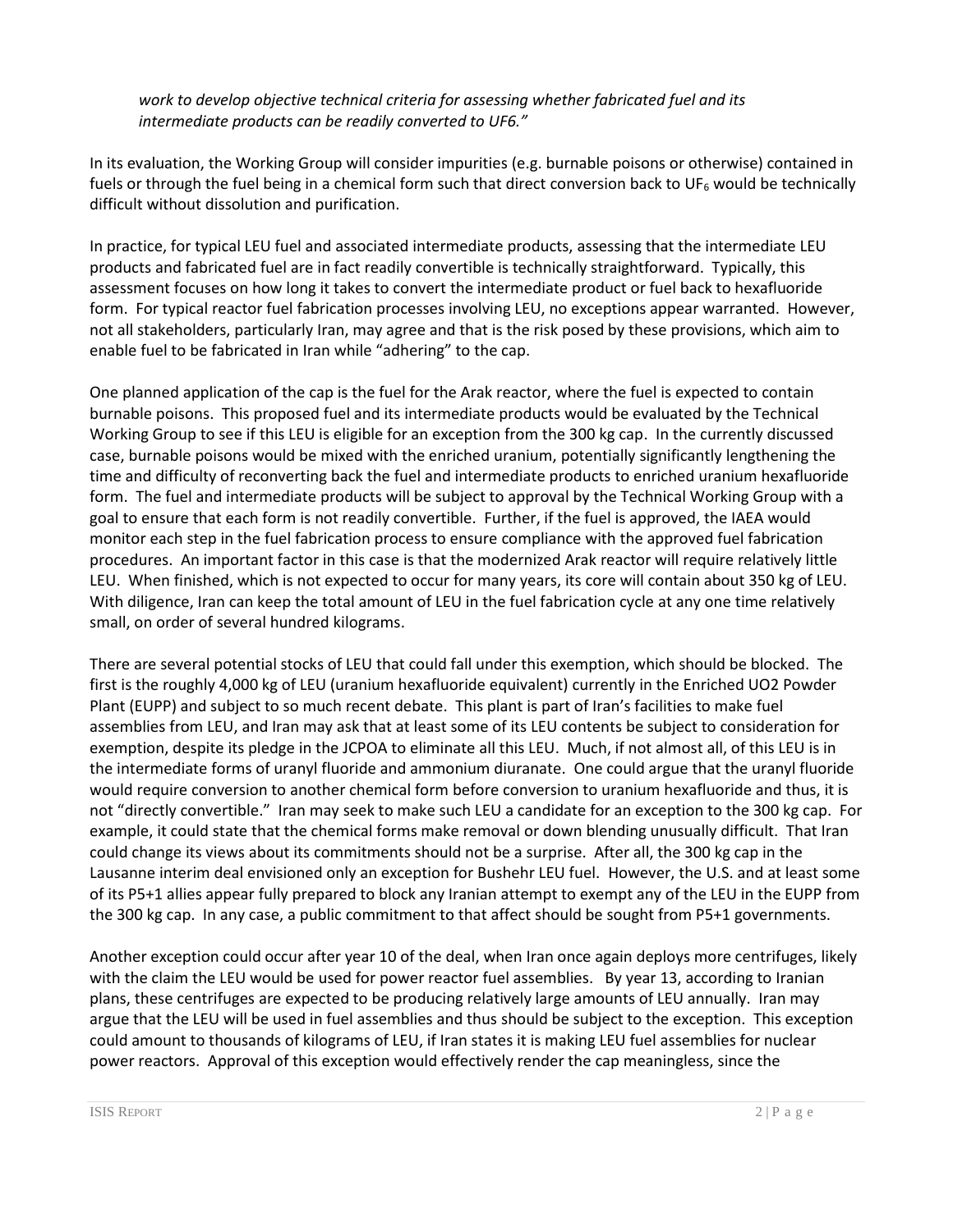*work to develop objective technical criteria for assessing whether fabricated fuel and its intermediate products can be readily converted to UF6."*

In its evaluation, the Working Group will consider impurities (e.g. burnable poisons or otherwise) contained in fuels or through the fuel being in a chemical form such that direct conversion back to $UF_6$ would be technically difficult without dissolution and purification.

In practice, for typical LEU fuel and associated intermediate products, assessing that the intermediate LEU products and fabricated fuel are in fact readily convertible is technically straightforward. Typically, this assessment focuses on how long it takes to convert the intermediate product or fuel back to hexafluoride form. For typical reactor fuel fabrication processes involving LEU, no exceptions appear warranted. However, not all stakeholders, particularly Iran, may agree and that is the risk posed by these provisions, which aim to enable fuel to be fabricated in Iran while "adhering" to the cap.

One planned application of the cap is the fuel for the Arak reactor, where the fuel is expected to contain burnable poisons. This proposed fuel and its intermediate products would be evaluated by the Technical Working Group to see if this LEU is eligible for an exception from the 300 kg cap. In the currently discussed case, burnable poisons would be mixed with the enriched uranium, potentially significantly lengthening the time and difficulty of reconverting back the fuel and intermediate products to enriched uranium hexafluoride form. The fuel and intermediate products will be subject to approval by the Technical Working Group with a goal to ensure that each form is not readily convertible. Further, if the fuel is approved, the IAEA would monitor each step in the fuel fabrication process to ensure compliance with the approved fuel fabrication procedures. An important factor in this case is that the modernized Arak reactor will require relatively little LEU. When finished, which is not expected to occur for many years, its core will contain about 350 kg of LEU. With diligence, Iran can keep the total amount of LEU in the fuel fabrication cycle at any one time relatively small, on order of several hundred kilograms.

There are several potential stocks of LEU that could fall under this exemption, which should be blocked. The first is the roughly 4,000 kg of LEU (uranium hexafluoride equivalent) currently in the Enriched UO2 Powder Plant (EUPP) and subject to so much recent debate. This plant is part of Iran's facilities to make fuel assemblies from LEU, and Iran may ask that at least some of its LEU contents be subject to consideration for exemption, despite its pledge in the JCPOA to eliminate all this LEU. Much, if not almost all, of this LEU is in the intermediate forms of uranyl fluoride and ammonium diuranate. One could argue that the uranyl fluoride would require conversion to another chemical form before conversion to uranium hexafluoride and thus, it is not "directly convertible." Iran may seek to make such LEU a candidate for an exception to the 300 kg cap. For example, it could state that the chemical forms make removal or down blending unusually difficult. That Iran could change its views about its commitments should not be a surprise. After all, the 300 kg cap in the Lausanne interim deal envisioned only an exception for Bushehr LEU fuel. However, the U.S. and at least some of its P5+1 allies appear fully prepared to block any Iranian attempt to exempt any of the LEU in the EUPP from the 300 kg cap. In any case, a public commitment to that affect should be sought from P5+1 governments.

Another exception could occur after year 10 of the deal, when Iran once again deploys more centrifuges, likely with the claim the LEU would be used for power reactor fuel assemblies. By year 13, according to Iranian plans, these centrifuges are expected to be producing relatively large amounts of LEU annually. Iran may argue that the LEU will be used in fuel assemblies and thus should be subject to the exception. This exception could amount to thousands of kilograms of LEU, if Iran states it is making LEU fuel assemblies for nuclear power reactors. Approval of this exception would effectively render the cap meaningless, since the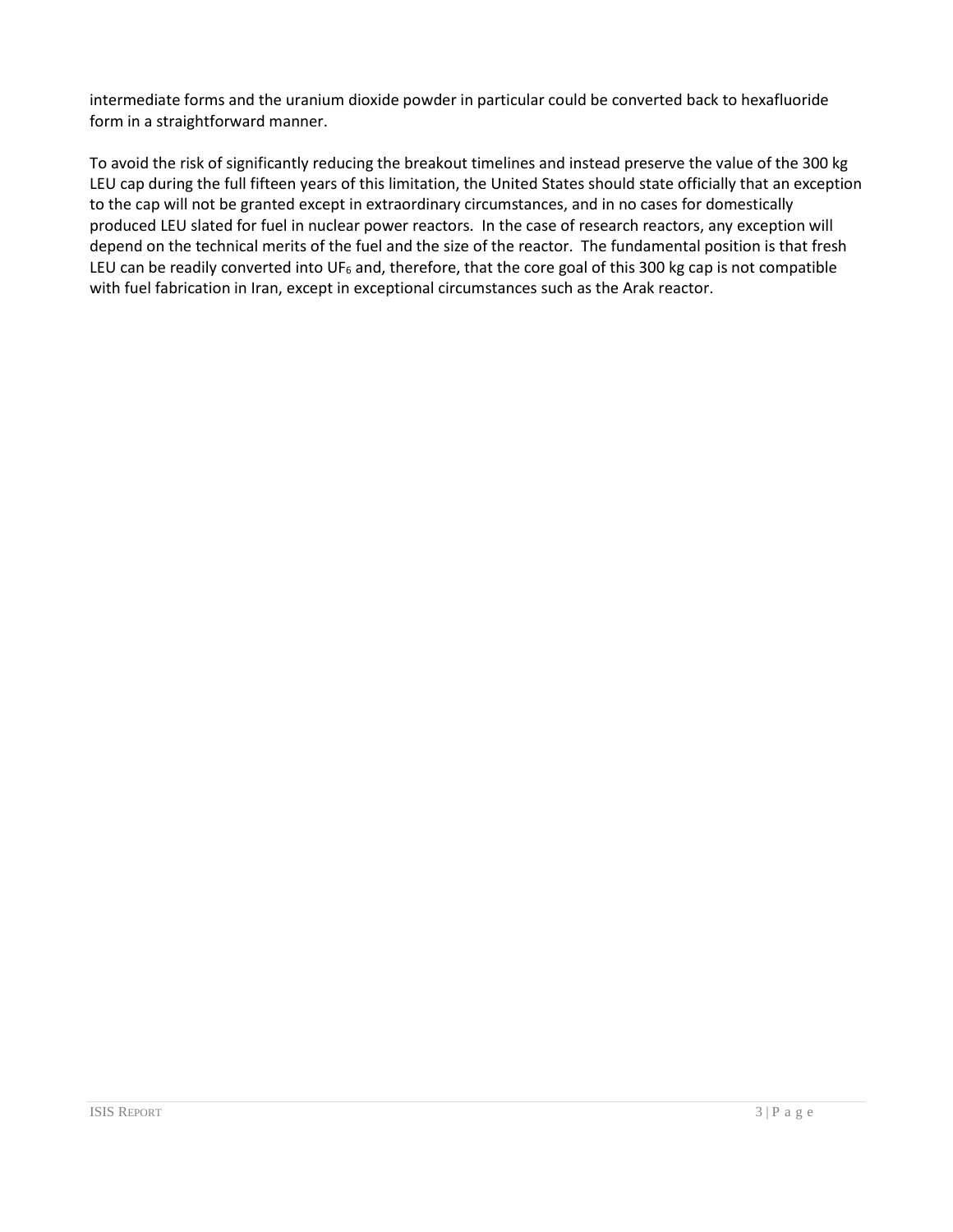intermediate forms and the uranium dioxide powder in particular could be converted back to hexafluoride form in a straightforward manner.

To avoid the risk of significantly reducing the breakout timelines and instead preserve the value of the 300 kg LEU cap during the full fifteen years of this limitation, the United States should state officially that an exception to the cap will not be granted except in extraordinary circumstances, and in no cases for domestically produced LEU slated for fuel in nuclear power reactors. In the case of research reactors, any exception will depend on the technical merits of the fuel and the size of the reactor. The fundamental position is that fresh LEU can be readily converted into $UF_6$ and, therefore, that the core goal of this 300 kg cap is not compatible with fuel fabrication in Iran, except in exceptional circumstances such as the Arak reactor.